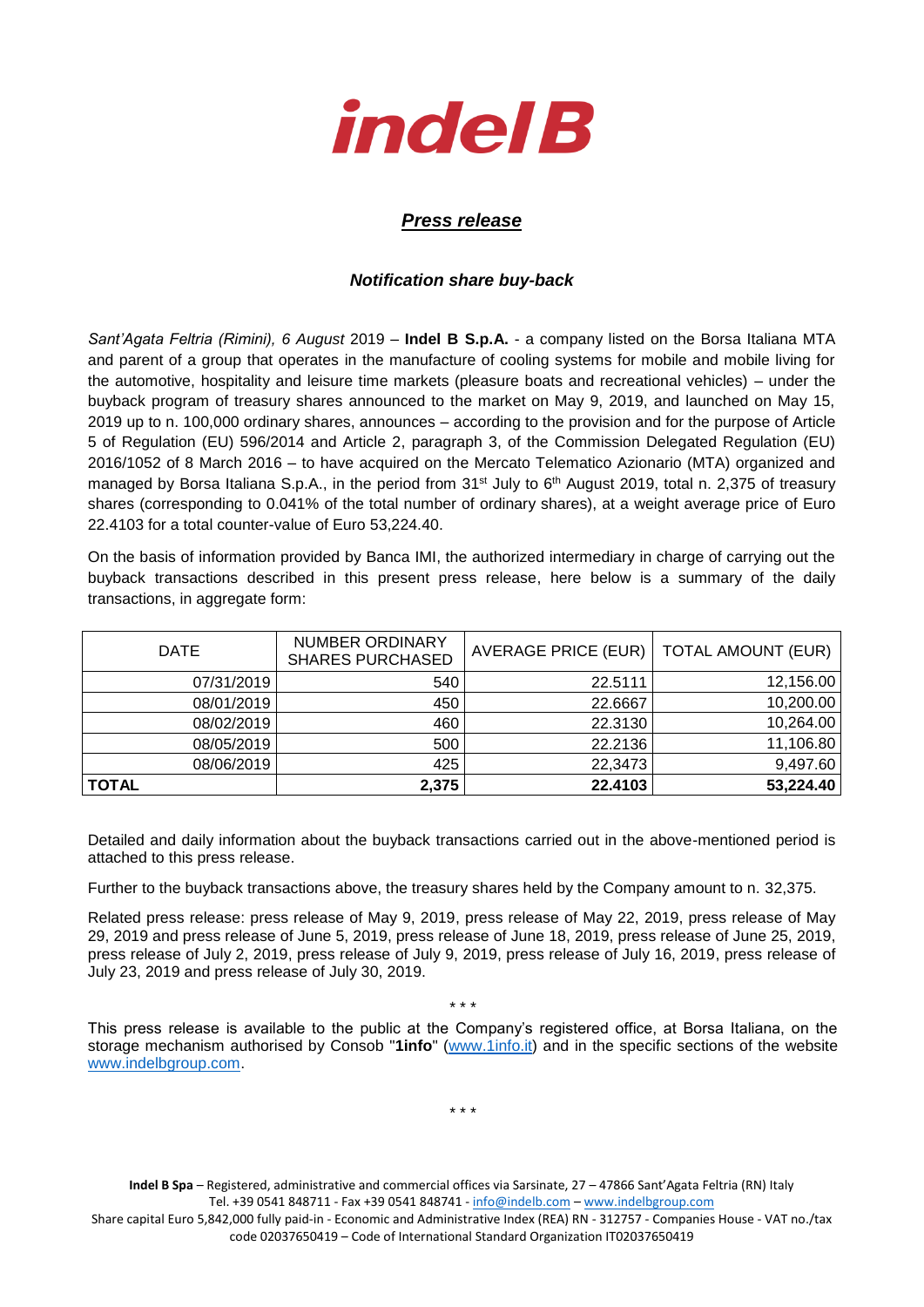# indel B

## *Press release*

### *Notification share buy-back*

*Sant'Agata Feltria (Rimini), 6 August* 2019 – **Indel B S.p.A.** - a company listed on the Borsa Italiana MTA and parent of a group that operates in the manufacture of cooling systems for mobile and mobile living for the automotive, hospitality and leisure time markets (pleasure boats and recreational vehicles) – under the buyback program of treasury shares announced to the market on May 9, 2019, and launched on May 15, 2019 up to n. 100,000 ordinary shares, announces – according to the provision and for the purpose of Article 5 of Regulation (EU) 596/2014 and Article 2, paragraph 3, of the Commission Delegated Regulation (EU) 2016/1052 of 8 March 2016 – to have acquired on the Mercato Telematico Azionario (MTA) organized and managed by Borsa Italiana S.p.A., in the period from 31st July to 6th August 2019, total n. 2,375 of treasury shares (corresponding to 0.041% of the total number of ordinary shares), at a weight average price of Euro 22.4103 for a total counter-value of Euro 53,224.40.

On the basis of information provided by Banca IMI, the authorized intermediary in charge of carrying out the buyback transactions described in this present press release, here below is a summary of the daily transactions, in aggregate form:

| DATE | NUMBER ORDINARY SHARES PURCHASED | AVERAGE PRICE (EUR) | TOTAL AMOUNT (EUR) |
|---|---|---|---|
| 07/31/2019 | 540 | 22.5111 | 12,156.00 |
| 08/01/2019 | 450 | 22.6667 | 10,200.00 |
| 08/02/2019 | 460 | 22.3130 | 10,264.00 |
| 08/05/2019 | 500 | 22.2136 | 11,106.80 |
| 08/06/2019 | 425 | 22,3473 | 9,497.60 |
| **TOTAL** | **2,375** | **22.4103** | **53,224.40** |

Detailed and daily information about the buyback transactions carried out in the above-mentioned period is attached to this press release.

Further to the buyback transactions above, the treasury shares held by the Company amount to n. 32,375.

Related press release: press release of May 9, 2019, press release of May 22, 2019, press release of May 29, 2019 and press release of June 5, 2019, press release of June 18, 2019, press release of June 25, 2019, press release of July 2, 2019, press release of July 9, 2019, press release of July 16, 2019, press release of July 23, 2019 and press release of July 30, 2019.

\* \* \*

This press release is available to the public at the Company's registered office, at Borsa Italiana, on the storage mechanism authorised by Consob "**1info**" (www.1info.it) and in the specific sections of the website www.indelbgroup.com.

\* \* \*

**Indel B Spa** – Registered, administrative and commercial offices via Sarsinate, 27 – 47866 Sant'Agata Feltria (RN) Italy
Tel. +39 0541 848711 - Fax +39 0541 848741 - info@indelb.com – www.indelbgroup.com
Share capital Euro 5,842,000 fully paid-in - Economic and Administrative Index (REA) RN - 312757 - Companies House - VAT no./tax code 02037650419 – Code of International Standard Organization IT02037650419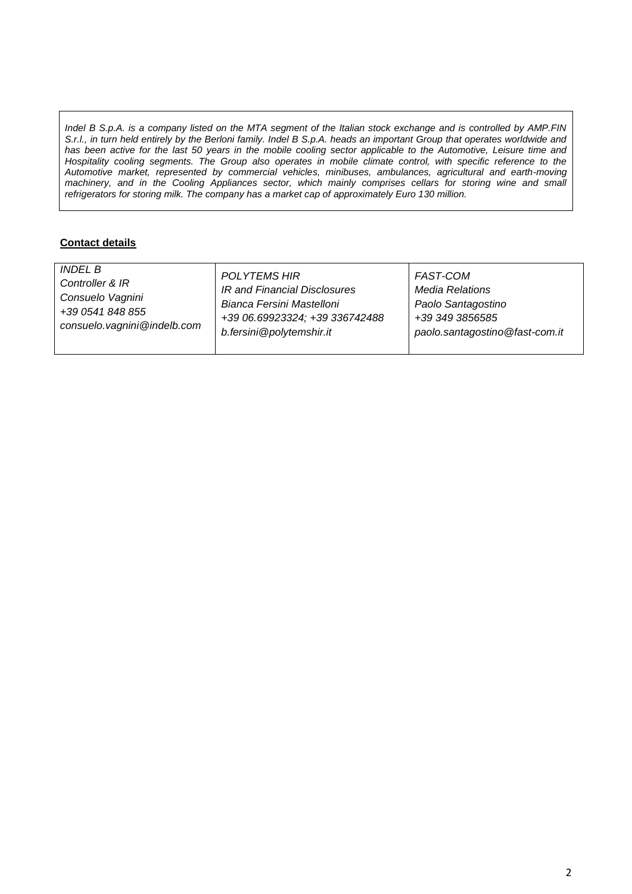*Indel B S.p.A. is a company listed on the MTA segment of the Italian stock exchange and is controlled by AMP.FIN S.r.l., in turn held entirely by the Berloni family. Indel B S.p.A. heads an important Group that operates worldwide and has been active for the last 50 years in the mobile cooling sector applicable to the Automotive, Leisure time and Hospitality cooling segments. The Group also operates in mobile climate control, with specific reference to the Automotive market, represented by commercial vehicles, minibuses, ambulances, agricultural and earth-moving machinery, and in the Cooling Appliances sector, which mainly comprises cellars for storing wine and small refrigerators for storing milk. The company has a market cap of approximately Euro 130 million.*

**Contact details**

| *INDEL B*<br>*Controller & IR*<br>*Consuelo Vagnini*<br>*+39 0541 848 855*<br>*consuelo.vagnini@indelb.com* | *POLYTEMS HIR*<br>*IR and Financial Disclosures*<br>*Bianca Fersini Mastelloni*<br>*+39 06.69923324; +39 336742488*<br>*b.fersini@polytemshir.it* | *FAST-COM*<br>*Media Relations*<br>*Paolo Santagostino*<br>*+39 349 3856585*<br>*paolo.santagostino@fast-com.it* |
|---|---|---|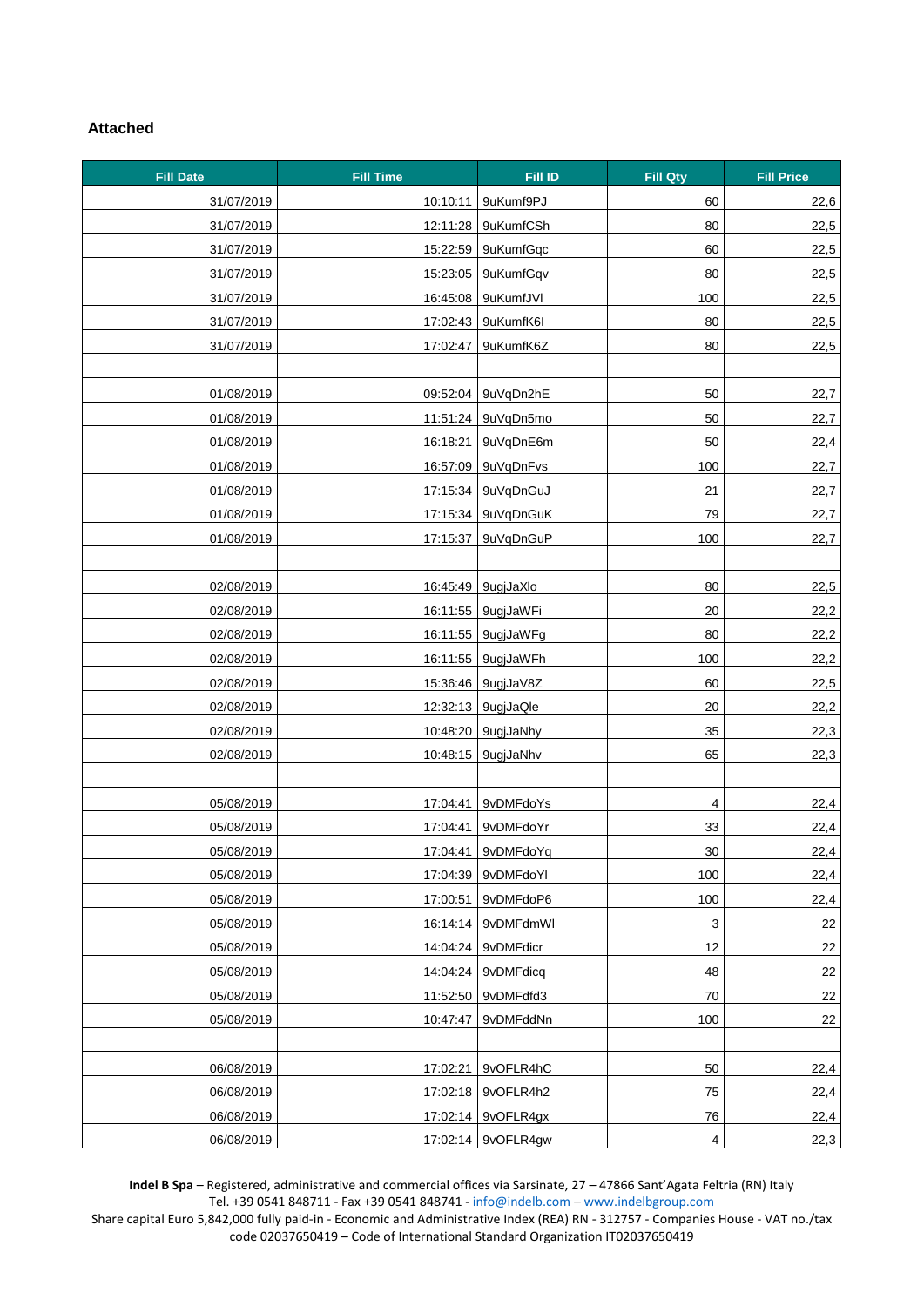**Attached**

| Fill Date | Fill Time | Fill ID | Fill Qty | Fill Price |
|---|---|---|---|---|
| 31/07/2019 | 10:10:11 | 9uKumf9PJ | 60 | 22,6 |
| 31/07/2019 | 12:11:28 | 9uKumfCSh | 80 | 22,5 |
| 31/07/2019 | 15:22:59 | 9uKumfGqc | 60 | 22,5 |
| 31/07/2019 | 15:23:05 | 9uKumfGqv | 80 | 22,5 |
| 31/07/2019 | 16:45:08 | 9uKumfJVl | 100 | 22,5 |
| 31/07/2019 | 17:02:43 | 9uKumfK6I | 80 | 22,5 |
| 31/07/2019 | 17:02:47 | 9uKumfK6Z | 80 | 22,5 |
| | | | | |
| 01/08/2019 | 09:52:04 | 9uVqDn2hE | 50 | 22,7 |
| 01/08/2019 | 11:51:24 | 9uVqDn5mo | 50 | 22,7 |
| 01/08/2019 | 16:18:21 | 9uVqDnE6m | 50 | 22,4 |
| 01/08/2019 | 16:57:09 | 9uVqDnFvs | 100 | 22,7 |
| 01/08/2019 | 17:15:34 | 9uVqDnGuJ | 21 | 22,7 |
| 01/08/2019 | 17:15:34 | 9uVqDnGuK | 79 | 22,7 |
| 01/08/2019 | 17:15:37 | 9uVqDnGuP | 100 | 22,7 |
| | | | | |
| 02/08/2019 | 16:45:49 | 9ugjJaXlo | 80 | 22,5 |
| 02/08/2019 | 16:11:55 | 9ugjJaWFi | 20 | 22,2 |
| 02/08/2019 | 16:11:55 | 9ugjJaWFg | 80 | 22,2 |
| 02/08/2019 | 16:11:55 | 9ugjJaWFh | 100 | 22,2 |
| 02/08/2019 | 15:36:46 | 9ugjJaV8Z | 60 | 22,5 |
| 02/08/2019 | 12:32:13 | 9ugjJaQle | 20 | 22,2 |
| 02/08/2019 | 10:48:20 | 9ugjJaNhy | 35 | 22,3 |
| 02/08/2019 | 10:48:15 | 9ugjJaNhv | 65 | 22,3 |
| | | | | |
| 05/08/2019 | 17:04:41 | 9vDMFdoYs | 4 | 22,4 |
| 05/08/2019 | 17:04:41 | 9vDMFdoYr | 33 | 22,4 |
| 05/08/2019 | 17:04:41 | 9vDMFdoYq | 30 | 22,4 |
| 05/08/2019 | 17:04:39 | 9vDMFdoYl | 100 | 22,4 |
| 05/08/2019 | 17:00:51 | 9vDMFdoP6 | 100 | 22,4 |
| 05/08/2019 | 16:14:14 | 9vDMFdmWl | 3 | 22 |
| 05/08/2019 | 14:04:24 | 9vDMFdicr | 12 | 22 |
| 05/08/2019 | 14:04:24 | 9vDMFdicq | 48 | 22 |
| 05/08/2019 | 11:52:50 | 9vDMFdfd3 | 70 | 22 |
| 05/08/2019 | 10:47:47 | 9vDMFddNn | 100 | 22 |
| | | | | |
| 06/08/2019 | 17:02:21 | 9vOFLR4hC | 50 | 22,4 |
| 06/08/2019 | 17:02:18 | 9vOFLR4h2 | 75 | 22,4 |
| 06/08/2019 | 17:02:14 | 9vOFLR4gx | 76 | 22,4 |
| 06/08/2019 | 17:02:14 | 9vOFLR4gw | 4 | 22,3 |

**Indel B Spa** – Registered, administrative and commercial offices via Sarsinate, 27 – 47866 Sant'Agata Feltria (RN) Italy
Tel. +39 0541 848711 - Fax +39 0541 848741 - info@indelb.com – www.indelbgroup.com
Share capital Euro 5,842,000 fully paid-in - Economic and Administrative Index (REA) RN - 312757 - Companies House - VAT no./tax code 02037650419 – Code of International Standard Organization IT02037650419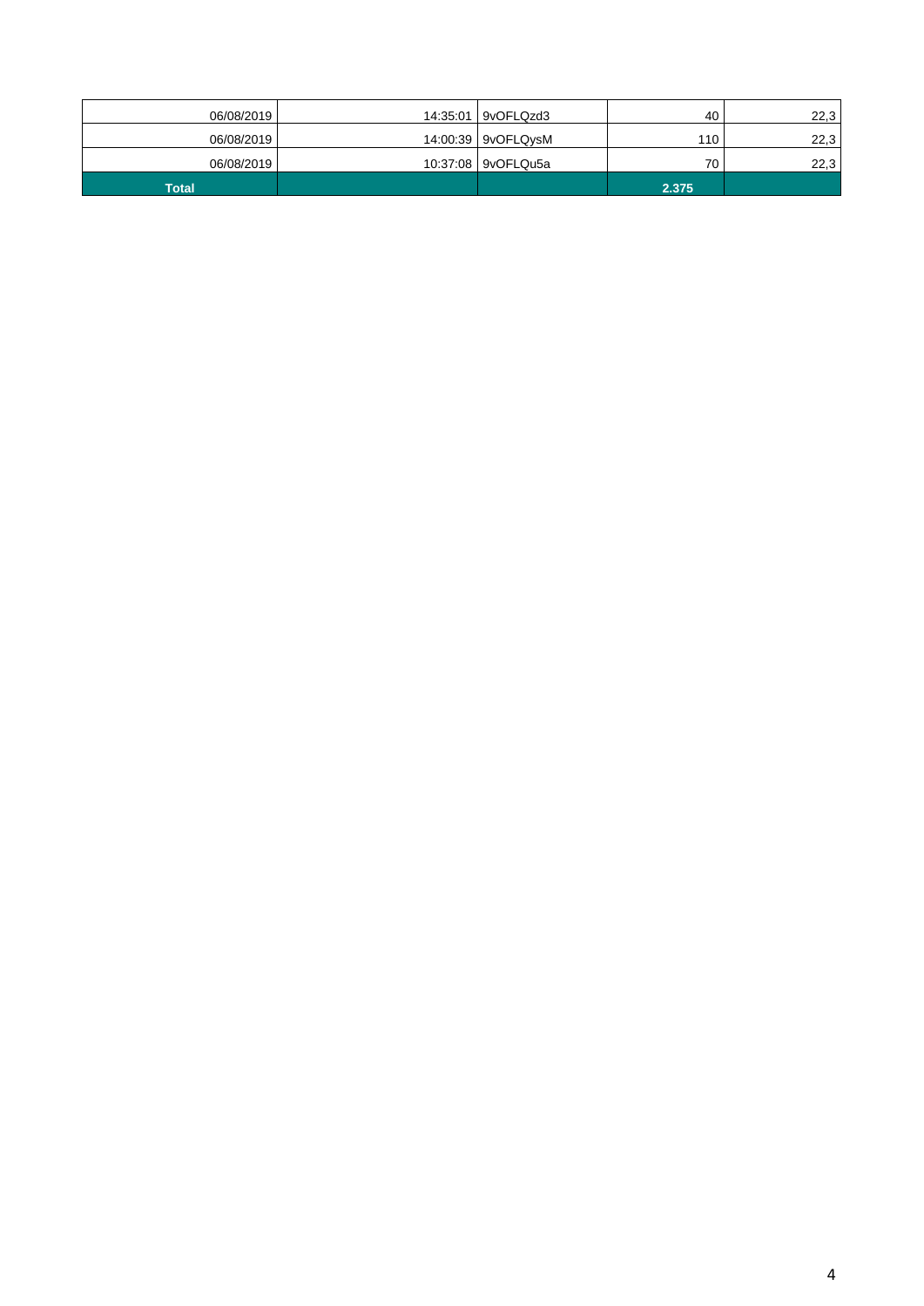| | | | | |
|---|---|---|---|---|
| 06/08/2019 | 14:35:01 | 9vOFLQzd3 | 40 | 22,3 |
| 06/08/2019 | 14:00:39 | 9vOFLQysM | 110 | 22,3 |
| 06/08/2019 | 10:37:08 | 9vOFLQu5a | 70 | 22,3 |
| **Total** | | | **2.375** | |